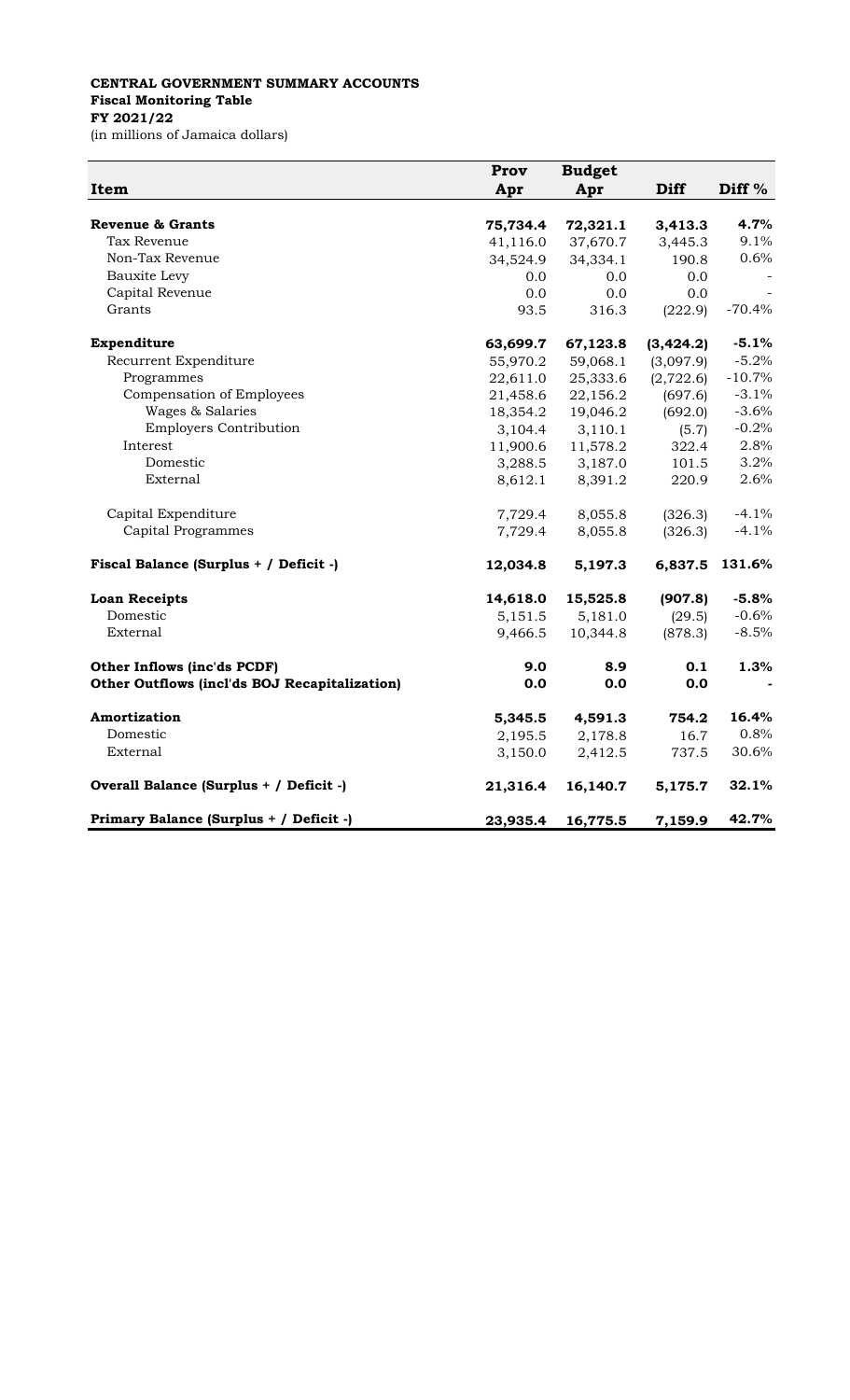**CENTRAL GOVERNMENT SUMMARY ACCOUNTS**
**Fiscal Monitoring Table**
**FY 2021/22**
(in millions of Jamaica dollars)

| Item | Prov Apr | Budget Apr | Diff | Diff % |
|---|---|---|---|---|
| **Revenue & Grants** | **75,734.4** | **72,321.1** | **3,413.3** | **4.7%** |
| Tax Revenue | 41,116.0 | 37,670.7 | 3,445.3 | 9.1% |
| Non-Tax Revenue | 34,524.9 | 34,334.1 | 190.8 | 0.6% |
| Bauxite Levy | 0.0 | 0.0 | 0.0 | - |
| Capital Revenue | 0.0 | 0.0 | 0.0 | - |
| Grants | 93.5 | 316.3 | (222.9) | -70.4% |
| **Expenditure** | **63,699.7** | **67,123.8** | **(3,424.2)** | **-5.1%** |
| Recurrent Expenditure | 55,970.2 | 59,068.1 | (3,097.9) | -5.2% |
| Programmes | 22,611.0 | 25,333.6 | (2,722.6) | -10.7% |
| Compensation of Employees | 21,458.6 | 22,156.2 | (697.6) | -3.1% |
| Wages & Salaries | 18,354.2 | 19,046.2 | (692.0) | -3.6% |
| Employers Contribution | 3,104.4 | 3,110.1 | (5.7) | -0.2% |
| Interest | 11,900.6 | 11,578.2 | 322.4 | 2.8% |
| Domestic | 3,288.5 | 3,187.0 | 101.5 | 3.2% |
| External | 8,612.1 | 8,391.2 | 220.9 | 2.6% |
| Capital Expenditure | 7,729.4 | 8,055.8 | (326.3) | -4.1% |
| Capital Programmes | 7,729.4 | 8,055.8 | (326.3) | -4.1% |
| **Fiscal Balance (Surplus + / Deficit -)** | **12,034.8** | **5,197.3** | **6,837.5** | **131.6%** |
| **Loan Receipts** | **14,618.0** | **15,525.8** | **(907.8)** | **-5.8%** |
| Domestic | 5,151.5 | 5,181.0 | (29.5) | -0.6% |
| External | 9,466.5 | 10,344.8 | (878.3) | -8.5% |
| **Other Inflows (inc'ds PCDF)** | **9.0** | **8.9** | **0.1** | **1.3%** |
| **Other Outflows (incl'ds BOJ Recapitalization)** | **0.0** | **0.0** | **0.0** | **-** |
| **Amortization** | **5,345.5** | **4,591.3** | **754.2** | **16.4%** |
| Domestic | 2,195.5 | 2,178.8 | 16.7 | 0.8% |
| External | 3,150.0 | 2,412.5 | 737.5 | 30.6% |
| **Overall Balance (Surplus + / Deficit -)** | **21,316.4** | **16,140.7** | **5,175.7** | **32.1%** |
| **Primary Balance (Surplus + / Deficit -)** | **23,935.4** | **16,775.5** | **7,159.9** | **42.7%** |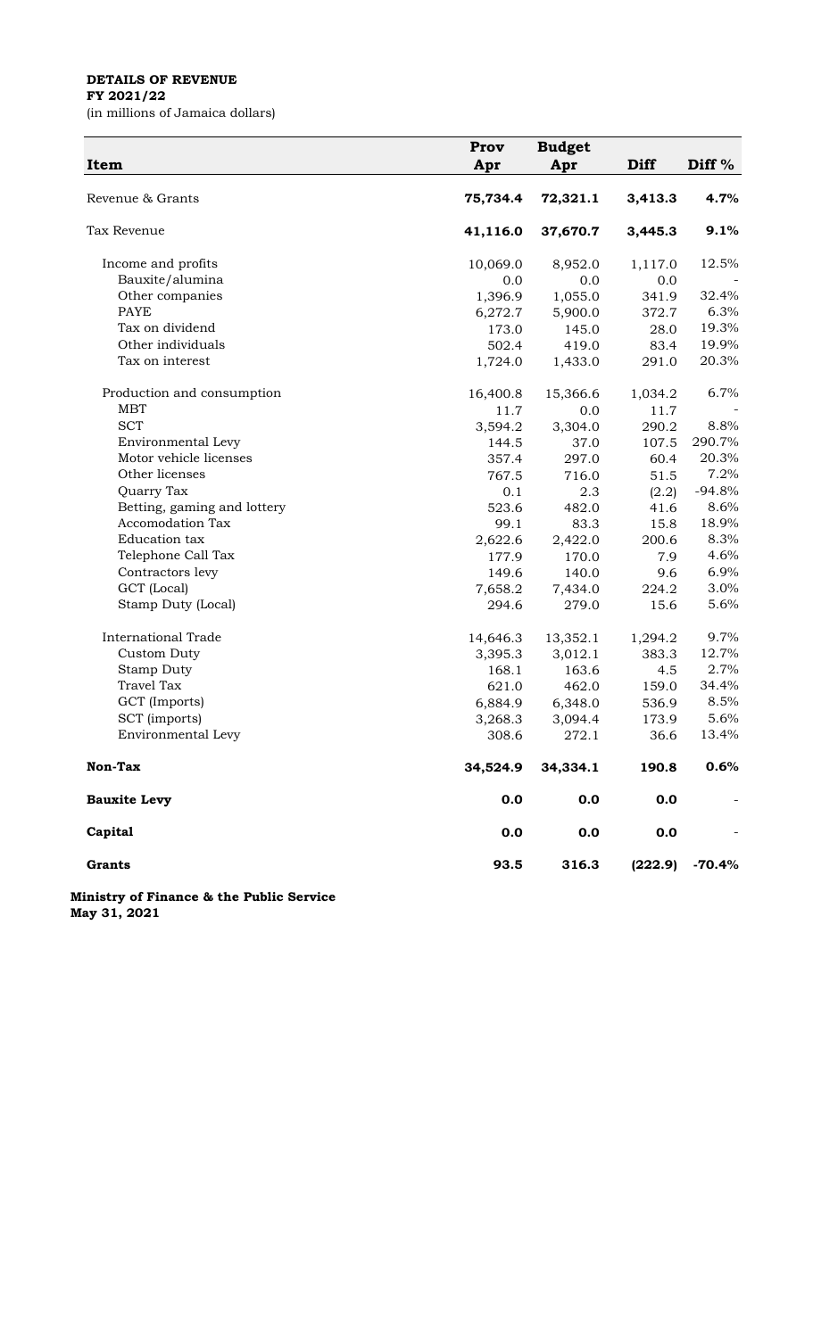**DETAILS OF REVENUE**
**FY 2021/22**
(in millions of Jamaica dollars)

| Item | Prov Apr | Budget Apr | Diff | Diff % |
|---|---|---|---|---|
| Revenue & Grants | **75,734.4** | **72,321.1** | **3,413.3** | **4.7%** |
| Tax Revenue | **41,116.0** | **37,670.7** | **3,445.3** | **9.1%** |
| Income and profits | 10,069.0 | 8,952.0 | 1,117.0 | 12.5% |
| Bauxite/alumina | 0.0 | 0.0 | 0.0 | - |
| Other companies | 1,396.9 | 1,055.0 | 341.9 | 32.4% |
| PAYE | 6,272.7 | 5,900.0 | 372.7 | 6.3% |
| Tax on dividend | 173.0 | 145.0 | 28.0 | 19.3% |
| Other individuals | 502.4 | 419.0 | 83.4 | 19.9% |
| Tax on interest | 1,724.0 | 1,433.0 | 291.0 | 20.3% |
| Production and consumption | 16,400.8 | 15,366.6 | 1,034.2 | 6.7% |
| MBT | 11.7 | 0.0 | 11.7 | - |
| SCT | 3,594.2 | 3,304.0 | 290.2 | 8.8% |
| Environmental Levy | 144.5 | 37.0 | 107.5 | 290.7% |
| Motor vehicle licenses | 357.4 | 297.0 | 60.4 | 20.3% |
| Other licenses | 767.5 | 716.0 | 51.5 | 7.2% |
| Quarry Tax | 0.1 | 2.3 | (2.2) | -94.8% |
| Betting, gaming and lottery | 523.6 | 482.0 | 41.6 | 8.6% |
| Accomodation Tax | 99.1 | 83.3 | 15.8 | 18.9% |
| Education tax | 2,622.6 | 2,422.0 | 200.6 | 8.3% |
| Telephone Call Tax | 177.9 | 170.0 | 7.9 | 4.6% |
| Contractors levy | 149.6 | 140.0 | 9.6 | 6.9% |
| GCT (Local) | 7,658.2 | 7,434.0 | 224.2 | 3.0% |
| Stamp Duty (Local) | 294.6 | 279.0 | 15.6 | 5.6% |
| International Trade | 14,646.3 | 13,352.1 | 1,294.2 | 9.7% |
| Custom Duty | 3,395.3 | 3,012.1 | 383.3 | 12.7% |
| Stamp Duty | 168.1 | 163.6 | 4.5 | 2.7% |
| Travel Tax | 621.0 | 462.0 | 159.0 | 34.4% |
| GCT (Imports) | 6,884.9 | 6,348.0 | 536.9 | 8.5% |
| SCT (imports) | 3,268.3 | 3,094.4 | 173.9 | 5.6% |
| Environmental Levy | 308.6 | 272.1 | 36.6 | 13.4% |
| **Non-Tax** | **34,524.9** | **34,334.1** | **190.8** | **0.6%** |
| **Bauxite Levy** | **0.0** | **0.0** | **0.0** | - |
| **Capital** | **0.0** | **0.0** | **0.0** | - |
| **Grants** | **93.5** | **316.3** | **(222.9)** | **-70.4%** |

**Ministry of Finance & the Public Service**
**May 31, 2021**